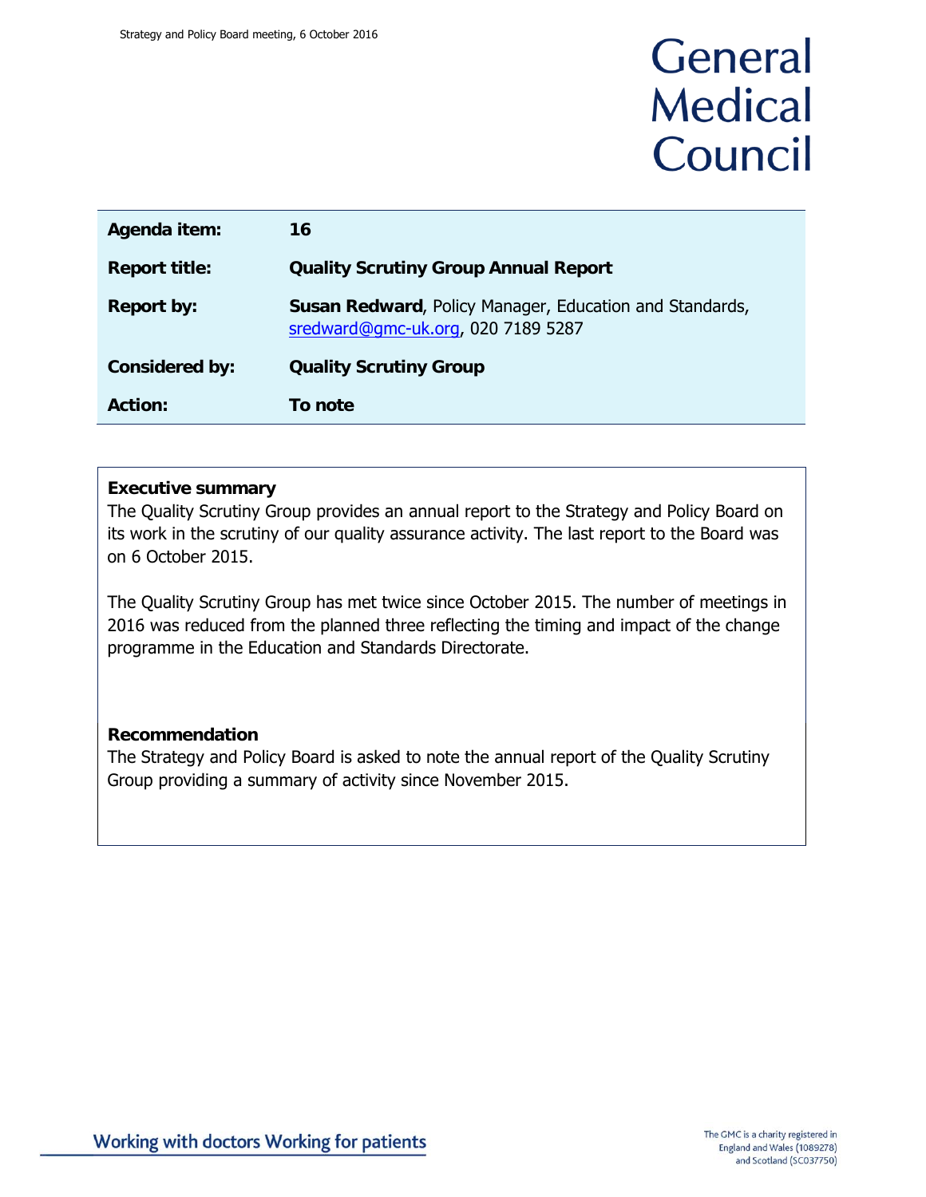# General Medical Council

| Agenda item: | 16 |
|---|---|
| **Report title:** | **Quality Scrutiny Group Annual Report** |
| **Report by:** | **Susan Redward**, Policy Manager, Education and Standards, sredward@gmc-uk.org, 020 7189 5287 |
| **Considered by:** | **Quality Scrutiny Group** |
| **Action:** | **To note** |

**Executive summary**

The Quality Scrutiny Group provides an annual report to the Strategy and Policy Board on its work in the scrutiny of our quality assurance activity. The last report to the Board was on 6 October 2015.

The Quality Scrutiny Group has met twice since October 2015. The number of meetings in 2016 was reduced from the planned three reflecting the timing and impact of the change programme in the Education and Standards Directorate.

**Recommendation**

The Strategy and Policy Board is asked to note the annual report of the Quality Scrutiny Group providing a summary of activity since November 2015.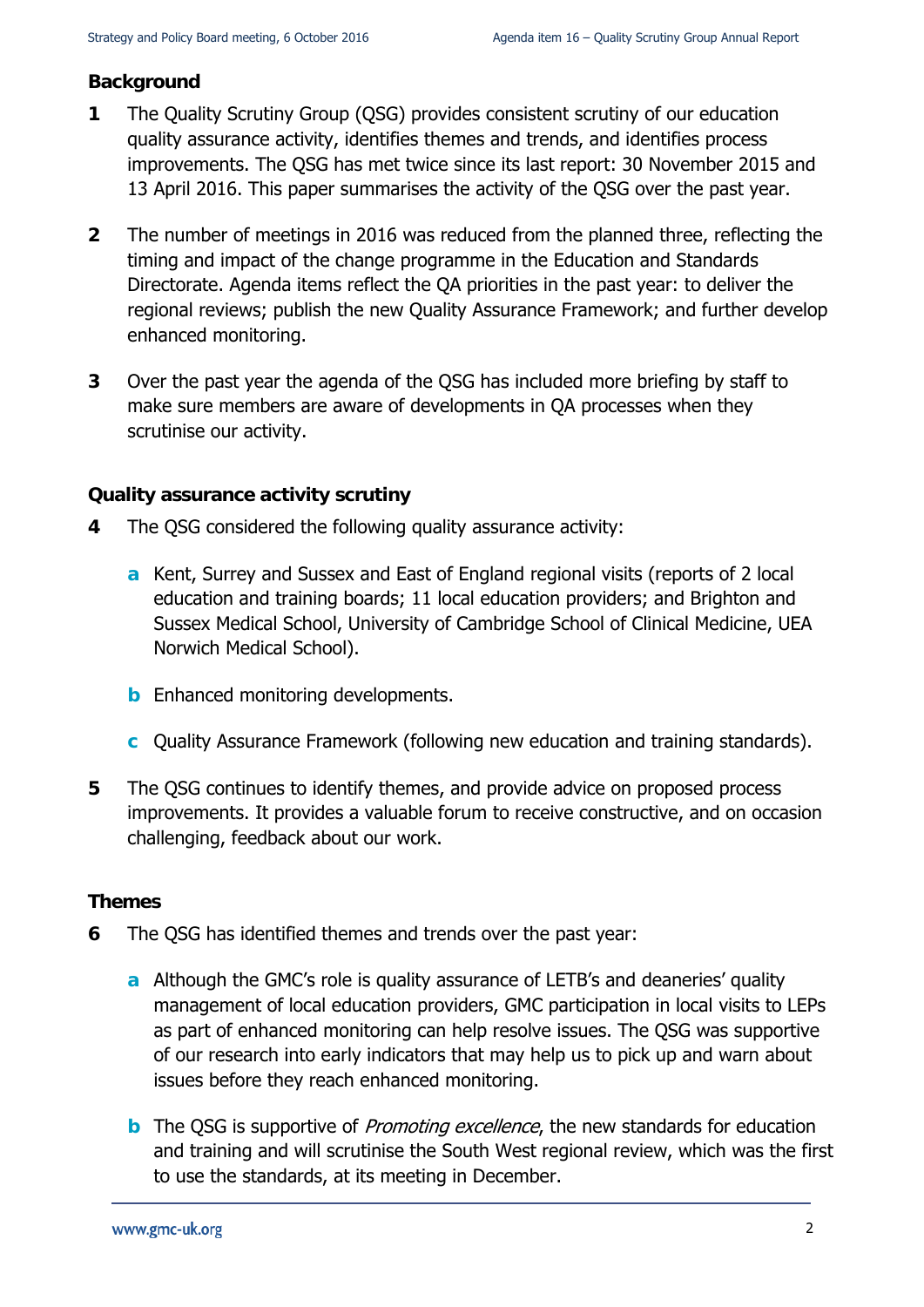## Background

**1** The Quality Scrutiny Group (QSG) provides consistent scrutiny of our education quality assurance activity, identifies themes and trends, and identifies process improvements. The QSG has met twice since its last report: 30 November 2015 and 13 April 2016. This paper summarises the activity of the QSG over the past year.

**2** The number of meetings in 2016 was reduced from the planned three, reflecting the timing and impact of the change programme in the Education and Standards Directorate. Agenda items reflect the QA priorities in the past year: to deliver the regional reviews; publish the new Quality Assurance Framework; and further develop enhanced monitoring.

**3** Over the past year the agenda of the QSG has included more briefing by staff to make sure members are aware of developments in QA processes when they scrutinise our activity.

## Quality assurance activity scrutiny

**4** The QSG considered the following quality assurance activity:

- **a** Kent, Surrey and Sussex and East of England regional visits (reports of 2 local education and training boards; 11 local education providers; and Brighton and Sussex Medical School, University of Cambridge School of Clinical Medicine, UEA Norwich Medical School).
- **b** Enhanced monitoring developments.
- **c** Quality Assurance Framework (following new education and training standards).

**5** The QSG continues to identify themes, and provide advice on proposed process improvements. It provides a valuable forum to receive constructive, and on occasion challenging, feedback about our work.

## Themes

**6** The QSG has identified themes and trends over the past year:

- **a** Although the GMC's role is quality assurance of LETB's and deaneries' quality management of local education providers, GMC participation in local visits to LEPs as part of enhanced monitoring can help resolve issues. The QSG was supportive of our research into early indicators that may help us to pick up and warn about issues before they reach enhanced monitoring.
- **b** The QSG is supportive of *Promoting excellence*, the new standards for education and training and will scrutinise the South West regional review, which was the first to use the standards, at its meeting in December.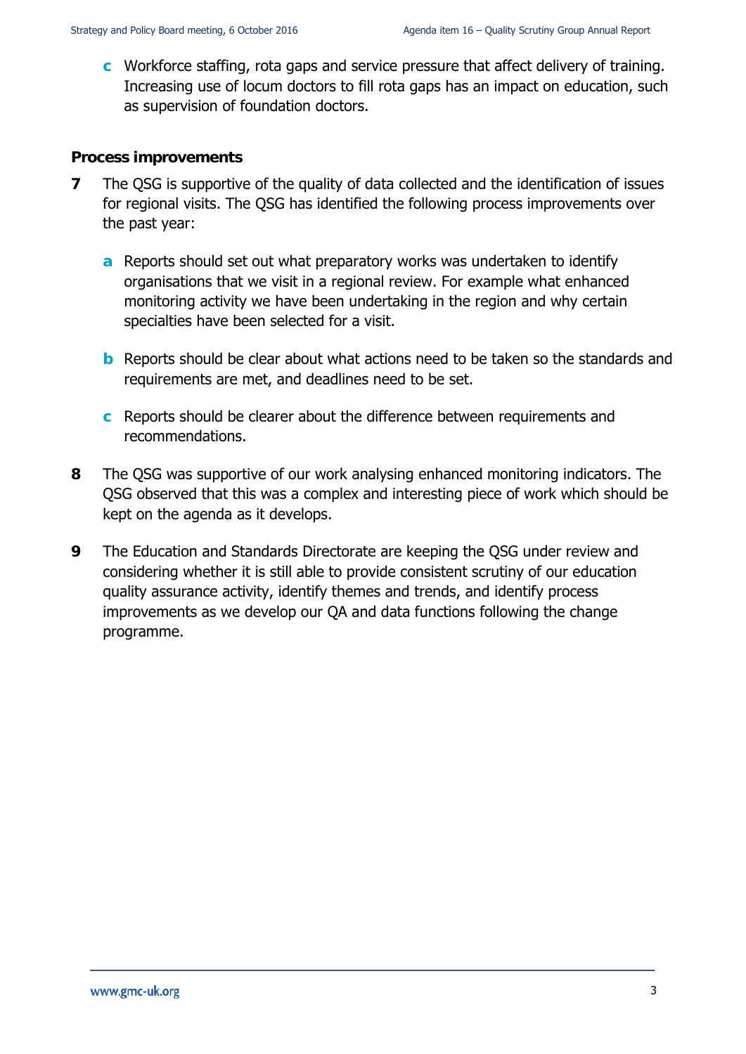c Workforce staffing, rota gaps and service pressure that affect delivery of training. Increasing use of locum doctors to fill rota gaps has an impact on education, such as supervision of foundation doctors.

**Process improvements**

7 The QSG is supportive of the quality of data collected and the identification of issues for regional visits. The QSG has identified the following process improvements over the past year:

   a Reports should set out what preparatory works was undertaken to identify organisations that we visit in a regional review. For example what enhanced monitoring activity we have been undertaking in the region and why certain specialties have been selected for a visit.

   b Reports should be clear about what actions need to be taken so the standards and requirements are met, and deadlines need to be set.

   c Reports should be clearer about the difference between requirements and recommendations.

8 The QSG was supportive of our work analysing enhanced monitoring indicators. The QSG observed that this was a complex and interesting piece of work which should be kept on the agenda as it develops.

9 The Education and Standards Directorate are keeping the QSG under review and considering whether it is still able to provide consistent scrutiny of our education quality assurance activity, identify themes and trends, and identify process improvements as we develop our QA and data functions following the change programme.